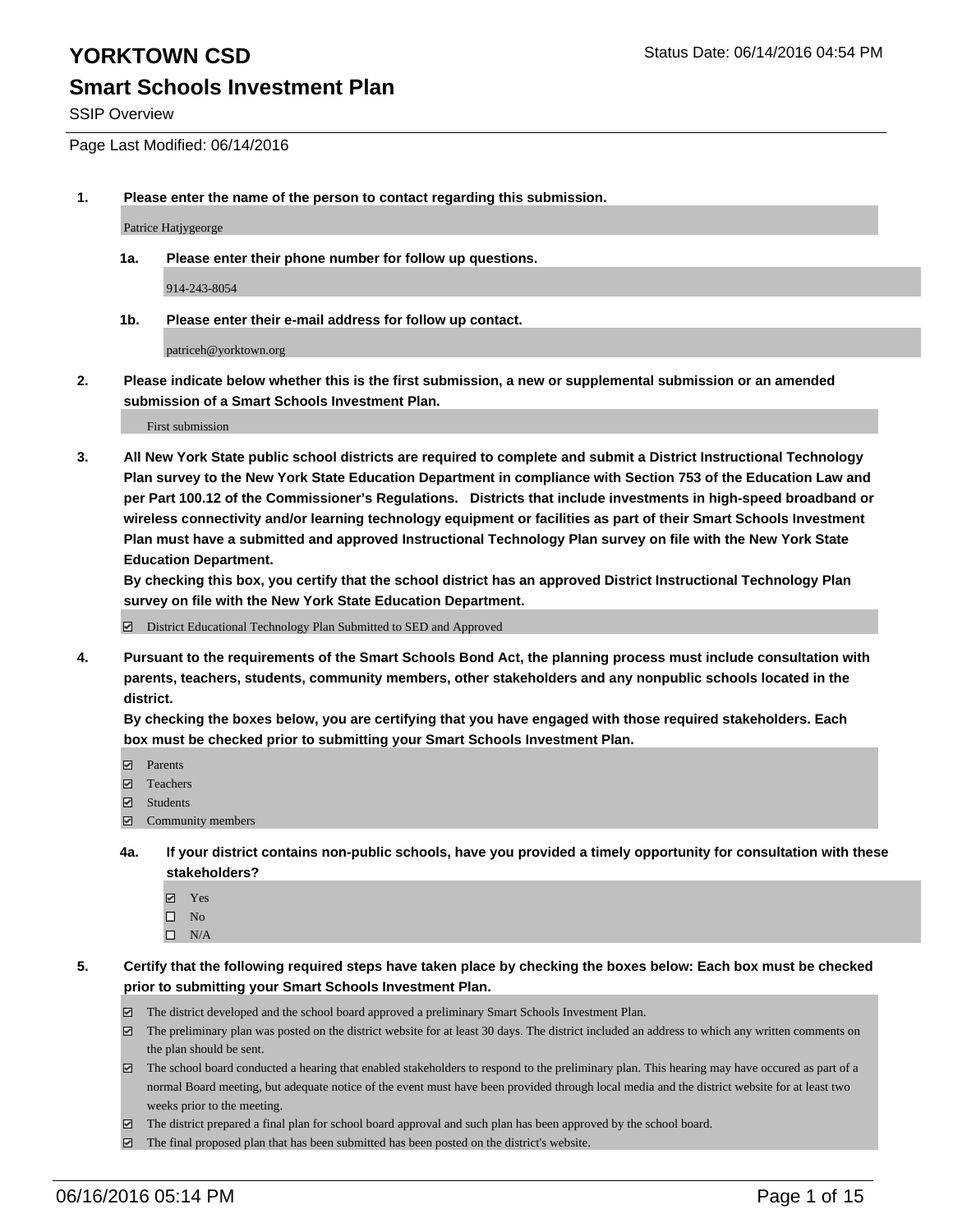# YORKTOWN CSD

Status Date: 06/14/2016 04:54 PM

## Smart Schools Investment Plan

SSIP Overview

Page Last Modified: 06/14/2016

**1. Please enter the name of the person to contact regarding this submission.**

Patrice Hatjygeorge

**1a. Please enter their phone number for follow up questions.**

914-243-8054

**1b. Please enter their e-mail address for follow up contact.**

patriceh@yorktown.org

**2. Please indicate below whether this is the first submission, a new or supplemental submission or an amended submission of a Smart Schools Investment Plan.**

First submission

**3. All New York State public school districts are required to complete and submit a District Instructional Technology Plan survey to the New York State Education Department in compliance with Section 753 of the Education Law and per Part 100.12 of the Commissioner's Regulations. Districts that include investments in high-speed broadband or wireless connectivity and/or learning technology equipment or facilities as part of their Smart Schools Investment Plan must have a submitted and approved Instructional Technology Plan survey on file with the New York State Education Department.**

**By checking this box, you certify that the school district has an approved District Instructional Technology Plan survey on file with the New York State Education Department.**

- ☑ District Educational Technology Plan Submitted to SED and Approved

**4. Pursuant to the requirements of the Smart Schools Bond Act, the planning process must include consultation with parents, teachers, students, community members, other stakeholders and any nonpublic schools located in the district.**

**By checking the boxes below, you are certifying that you have engaged with those required stakeholders. Each box must be checked prior to submitting your Smart Schools Investment Plan.**

- ☑ Parents
- ☑ Teachers
- ☑ Students
- ☑ Community members

**4a. If your district contains non-public schools, have you provided a timely opportunity for consultation with these stakeholders?**

- ☑ Yes
- ☐ No
- ☐ N/A

**5. Certify that the following required steps have taken place by checking the boxes below: Each box must be checked prior to submitting your Smart Schools Investment Plan.**

- ☑ The district developed and the school board approved a preliminary Smart Schools Investment Plan.
- ☑ The preliminary plan was posted on the district website for at least 30 days. The district included an address to which any written comments on the plan should be sent.
- ☑ The school board conducted a hearing that enabled stakeholders to respond to the preliminary plan. This hearing may have occured as part of a normal Board meeting, but adequate notice of the event must have been provided through local media and the district website for at least two weeks prior to the meeting.
- ☑ The district prepared a final plan for school board approval and such plan has been approved by the school board.
- ☑ The final proposed plan that has been submitted has been posted on the district's website.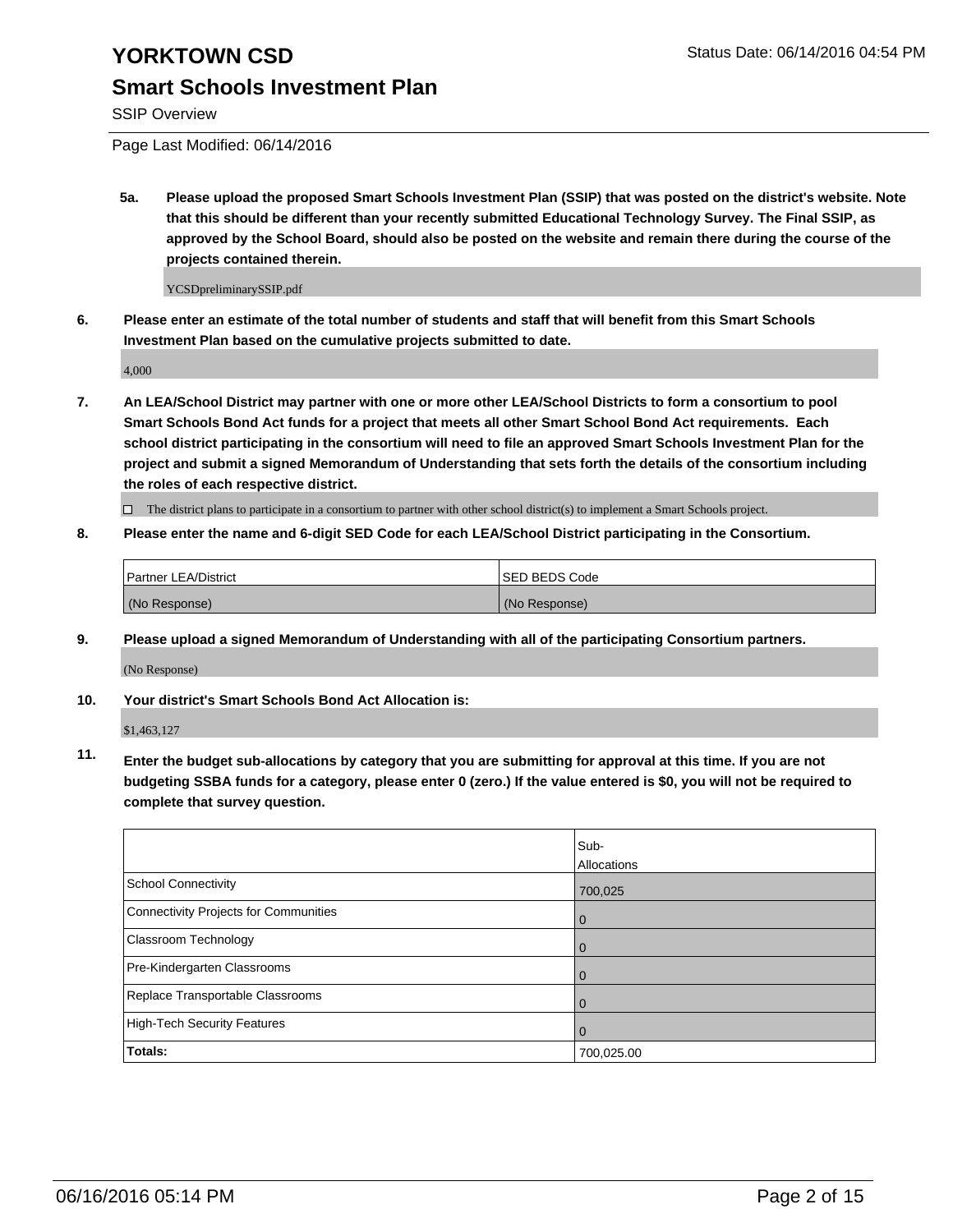# YORKTOWN CSD

## Smart Schools Investment Plan

SSIP Overview

Page Last Modified: 06/14/2016

**5a. Please upload the proposed Smart Schools Investment Plan (SSIP) that was posted on the district's website. Note that this should be different than your recently submitted Educational Technology Survey. The Final SSIP, as approved by the School Board, should also be posted on the website and remain there during the course of the projects contained therein.**

YCSDpreliminarySSIP.pdf

**6. Please enter an estimate of the total number of students and staff that will benefit from this Smart Schools Investment Plan based on the cumulative projects submitted to date.**

4,000

**7. An LEA/School District may partner with one or more other LEA/School Districts to form a consortium to pool Smart Schools Bond Act funds for a project that meets all other Smart School Bond Act requirements. Each school district participating in the consortium will need to file an approved Smart Schools Investment Plan for the project and submit a signed Memorandum of Understanding that sets forth the details of the consortium including the roles of each respective district.**

☐ The district plans to participate in a consortium to partner with other school district(s) to implement a Smart Schools project.

**8. Please enter the name and 6-digit SED Code for each LEA/School District participating in the Consortium.**

| Partner LEA/District | SED BEDS Code |
|---|---|
| (No Response) | (No Response) |

**9. Please upload a signed Memorandum of Understanding with all of the participating Consortium partners.**

(No Response)

**10. Your district's Smart Schools Bond Act Allocation is:**

$1,463,127

**11. Enter the budget sub-allocations by category that you are submitting for approval at this time. If you are not budgeting SSBA funds for a category, please enter 0 (zero.) If the value entered is $0, you will not be required to complete that survey question.**

| | Sub-Allocations |
|---|---|
| School Connectivity | 700,025 |
| Connectivity Projects for Communities | 0 |
| Classroom Technology | 0 |
| Pre-Kindergarten Classrooms | 0 |
| Replace Transportable Classrooms | 0 |
| High-Tech Security Features | 0 |
| **Totals:** | 700,025.00 |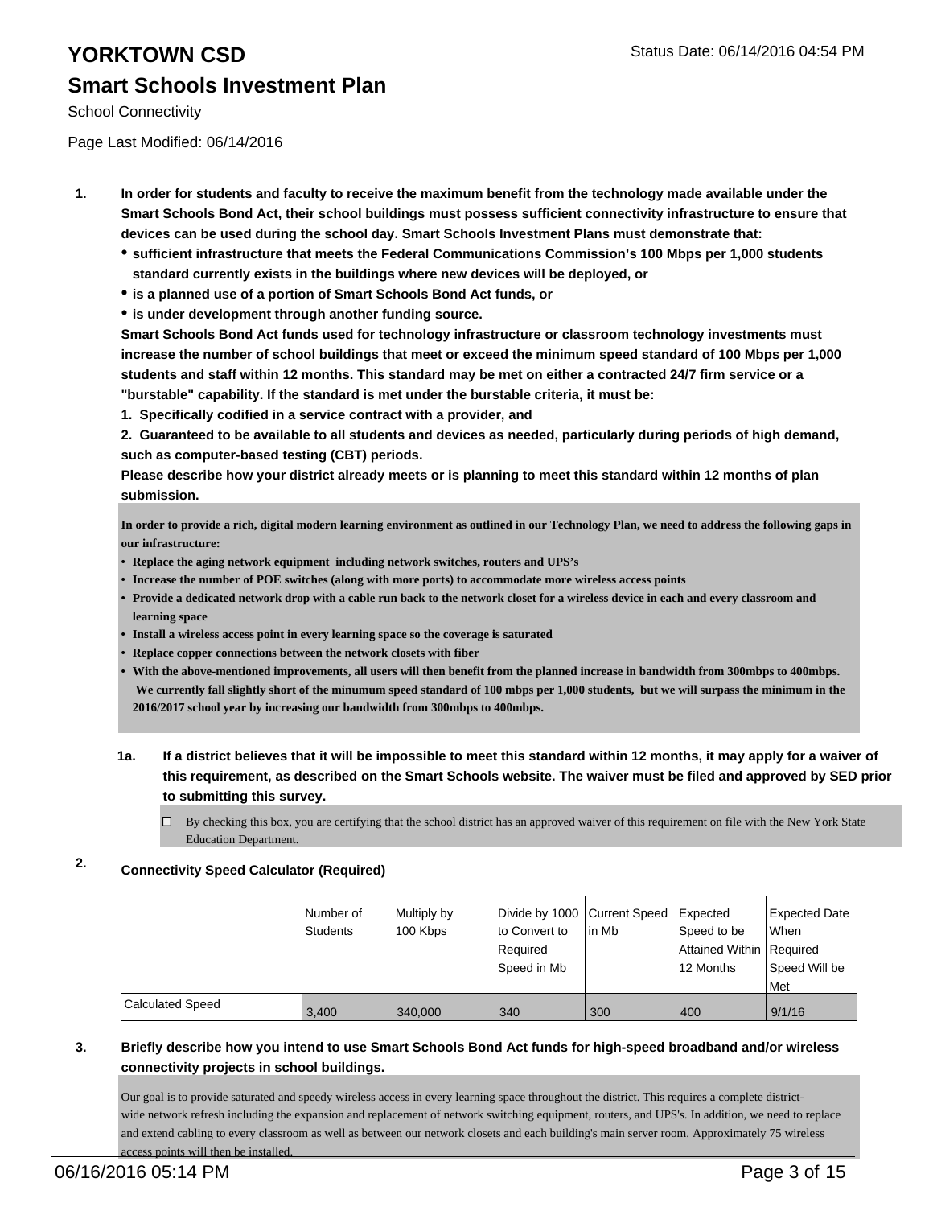# YORKTOWN CSD

Status Date: 06/14/2016 04:54 PM

## Smart Schools Investment Plan

School Connectivity

Page Last Modified: 06/14/2016

1. **In order for students and faculty to receive the maximum benefit from the technology made available under the Smart Schools Bond Act, their school buildings must possess sufficient connectivity infrastructure to ensure that devices can be used during the school day. Smart Schools Investment Plans must demonstrate that:**
   - **sufficient infrastructure that meets the Federal Communications Commission's 100 Mbps per 1,000 students standard currently exists in the buildings where new devices will be deployed, or**
   - **is a planned use of a portion of Smart Schools Bond Act funds, or**
   - **is under development through another funding source.**

   **Smart Schools Bond Act funds used for technology infrastructure or classroom technology investments must increase the number of school buildings that meet or exceed the minimum speed standard of 100 Mbps per 1,000 students and staff within 12 months. This standard may be met on either a contracted 24/7 firm service or a "burstable" capability. If the standard is met under the burstable criteria, it must be:**

   **1. Specifically codified in a service contract with a provider, and**

   **2. Guaranteed to be available to all students and devices as needed, particularly during periods of high demand, such as computer-based testing (CBT) periods.**

   **Please describe how your district already meets or is planning to meet this standard within 12 months of plan submission.**

   **In order to provide a rich, digital modern learning environment as outlined in our Technology Plan, we need to address the following gaps in our infrastructure:**
   - **Replace the aging network equipment including network switches, routers and UPS's**
   - **Increase the number of POE switches (along with more ports) to accommodate more wireless access points**
   - **Provide a dedicated network drop with a cable run back to the network closet for a wireless device in each and every classroom and learning space**
   - **Install a wireless access point in every learning space so the coverage is saturated**
   - **Replace copper connections between the network closets with fiber**
   - **With the above-mentioned improvements, all users will then benefit from the planned increase in bandwidth from 300mbps to 400mbps. We currently fall slightly short of the minumum speed standard of 100 mbps per 1,000 students, but we will surpass the minimum in the 2016/2017 school year by increasing our bandwidth from 300mbps to 400mbps.**

1a. **If a district believes that it will be impossible to meet this standard within 12 months, it may apply for a waiver of this requirement, as described on the Smart Schools website. The waiver must be filed and approved by SED prior to submitting this survey.**

☐ By checking this box, you are certifying that the school district has an approved waiver of this requirement on file with the New York State Education Department.

2. **Connectivity Speed Calculator (Required)**

| | Number of Students | Multiply by 100 Kbps | Divide by 1000 to Convert to Required Speed in Mb | Current Speed in Mb | Expected Speed to be Attained Within 12 Months | Expected Date When Required Speed Will be Met |
|---|---|---|---|---|---|---|
| Calculated Speed | 3,400 | 340,000 | 340 | 300 | 400 | 9/1/16 |

3. **Briefly describe how you intend to use Smart Schools Bond Act funds for high-speed broadband and/or wireless connectivity projects in school buildings.**

Our goal is to provide saturated and speedy wireless access in every learning space throughout the district. This requires a complete district-wide network refresh including the expansion and replacement of network switching equipment, routers, and UPS's. In addition, we need to replace and extend cabling to every classroom as well as between our network closets and each building's main server room. Approximately 75 wireless access points will then be installed.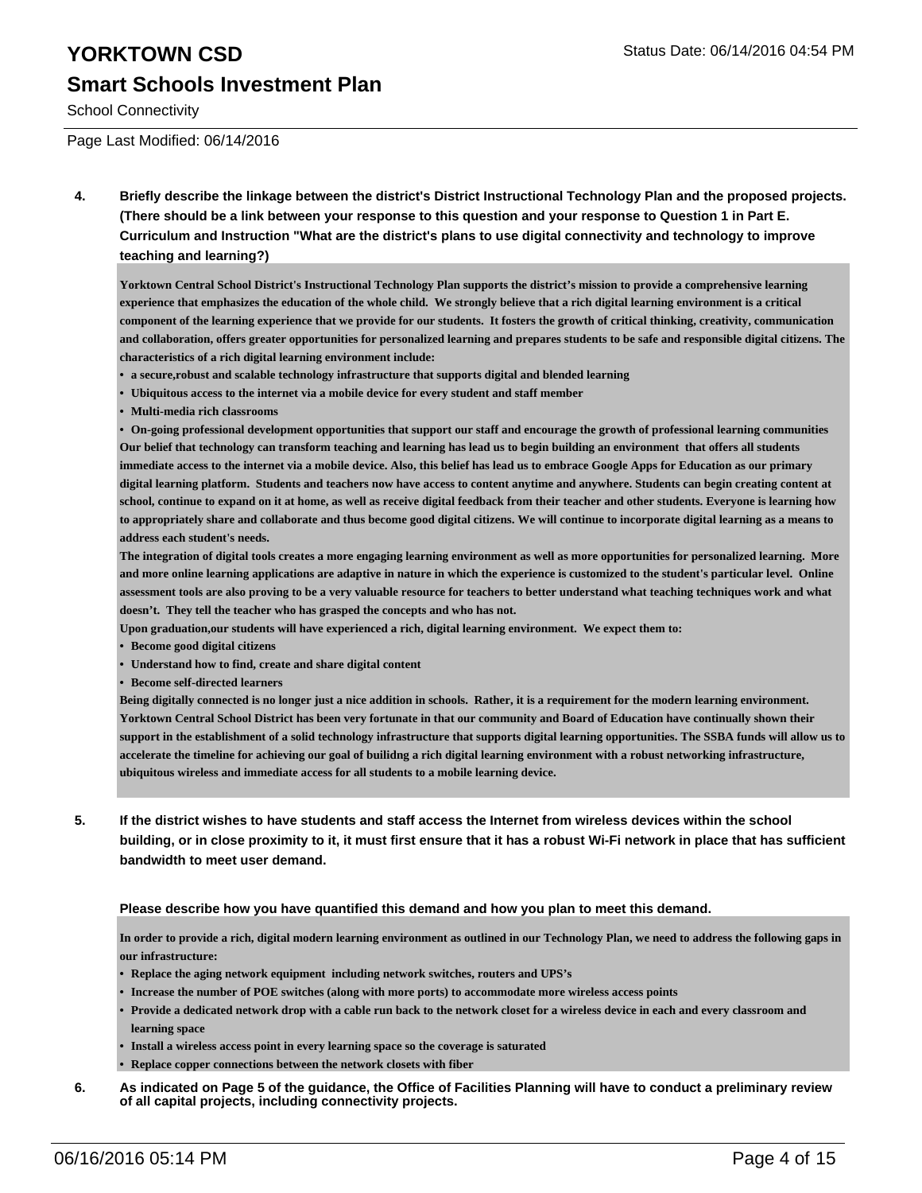**4. Briefly describe the linkage between the district's District Instructional Technology Plan and the proposed projects. (There should be a link between your response to this question and your response to Question 1 in Part E. Curriculum and Instruction "What are the district's plans to use digital connectivity and technology to improve teaching and learning?)**

Yorktown Central School District's Instructional Technology Plan supports the district's mission to provide a comprehensive learning experience that emphasizes the education of the whole child. We strongly believe that a rich digital learning environment is a critical component of the learning experience that we provide for our students. It fosters the growth of critical thinking, creativity, communication and collaboration, offers greater opportunities for personalized learning and prepares students to be safe and responsible digital citizens. The characteristics of a rich digital learning environment include:

- a secure,robust and scalable technology infrastructure that supports digital and blended learning
- Ubiquitous access to the internet via a mobile device for every student and staff member
- Multi-media rich classrooms
- On-going professional development opportunities that support our staff and encourage the growth of professional learning communities

Our belief that technology can transform teaching and learning has lead us to begin building an environment that offers all students immediate access to the internet via a mobile device. Also, this belief has lead us to embrace Google Apps for Education as our primary digital learning platform. Students and teachers now have access to content anytime and anywhere. Students can begin creating content at school, continue to expand on it at home, as well as receive digital feedback from their teacher and other students. Everyone is learning how to appropriately share and collaborate and thus become good digital citizens. We will continue to incorporate digital learning as a means to address each student's needs.

The integration of digital tools creates a more engaging learning environment as well as more opportunities for personalized learning. More and more online learning applications are adaptive in nature in which the experience is customized to the student's particular level. Online assessment tools are also proving to be a very valuable resource for teachers to better understand what teaching techniques work and what doesn't. They tell the teacher who has grasped the concepts and who has not.

Upon graduation,our students will have experienced a rich, digital learning environment. We expect them to:

- Become good digital citizens
- Understand how to find, create and share digital content
- Become self-directed learners

Being digitally connected is no longer just a nice addition in schools. Rather, it is a requirement for the modern learning environment. Yorktown Central School District has been very fortunate in that our community and Board of Education have continually shown their support in the establishment of a solid technology infrastructure that supports digital learning opportunities. The SSBA funds will allow us to accelerate the timeline for achieving our goal of builidng a rich digital learning environment with a robust networking infrastructure, ubiquitous wireless and immediate access for all students to a mobile learning device.

**5. If the district wishes to have students and staff access the Internet from wireless devices within the school building, or in close proximity to it, it must first ensure that it has a robust Wi-Fi network in place that has sufficient bandwidth to meet user demand.**

**Please describe how you have quantified this demand and how you plan to meet this demand.**

In order to provide a rich, digital modern learning environment as outlined in our Technology Plan, we need to address the following gaps in our infrastructure:

- Replace the aging network equipment including network switches, routers and UPS's
- Increase the number of POE switches (along with more ports) to accommodate more wireless access points
- Provide a dedicated network drop with a cable run back to the network closet for a wireless device in each and every classroom and learning space
- Install a wireless access point in every learning space so the coverage is saturated
- Replace copper connections between the network closets with fiber

**6. As indicated on Page 5 of the guidance, the Office of Facilities Planning will have to conduct a preliminary review of all capital projects, including connectivity projects.**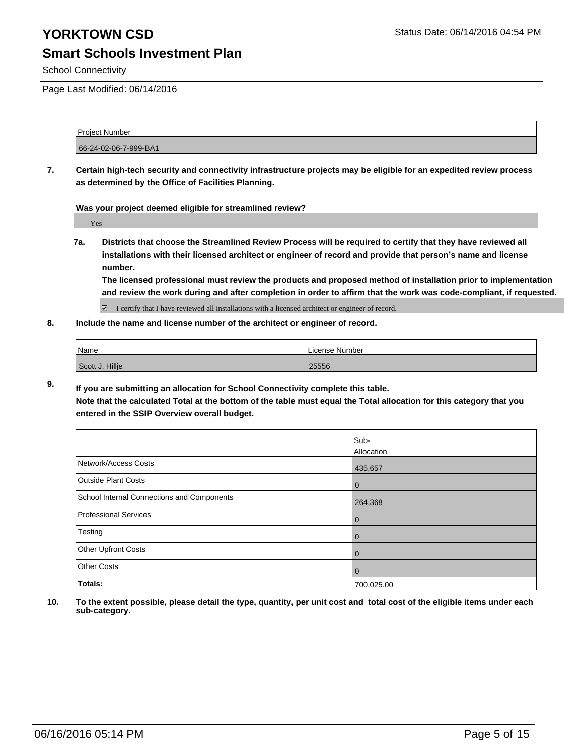# YORKTOWN CSD

## Smart Schools Investment Plan

School Connectivity

Page Last Modified: 06/14/2016

| Project Number |
| --- |
| 66-24-02-06-7-999-BA1 |

**7. Certain high-tech security and connectivity infrastructure projects may be eligible for an expedited review process as determined by the Office of Facilities Planning.**

**Was your project deemed eligible for streamlined review?**

Yes

**7a. Districts that choose the Streamlined Review Process will be required to certify that they have reviewed all installations with their licensed architect or engineer of record and provide that person's name and license number.**

**The licensed professional must review the products and proposed method of installation prior to implementation and review the work during and after completion in order to affirm that the work was code-compliant, if requested.**

☑ I certify that I have reviewed all installations with a licensed architect or engineer of record.

**8. Include the name and license number of the architect or engineer of record.**

| Name | License Number |
| --- | --- |
| Scott J. Hillje | 25556 |

**9. If you are submitting an allocation for School Connectivity complete this table.**
**Note that the calculated Total at the bottom of the table must equal the Total allocation for this category that you entered in the SSIP Overview overall budget.**

| | Sub-Allocation |
| --- | --- |
| Network/Access Costs | 435,657 |
| Outside Plant Costs | 0 |
| School Internal Connections and Components | 264,368 |
| Professional Services | 0 |
| Testing | 0 |
| Other Upfront Costs | 0 |
| Other Costs | 0 |
| **Totals:** | 700,025.00 |

**10. To the extent possible, please detail the type, quantity, per unit cost and total cost of the eligible items under each sub-category.**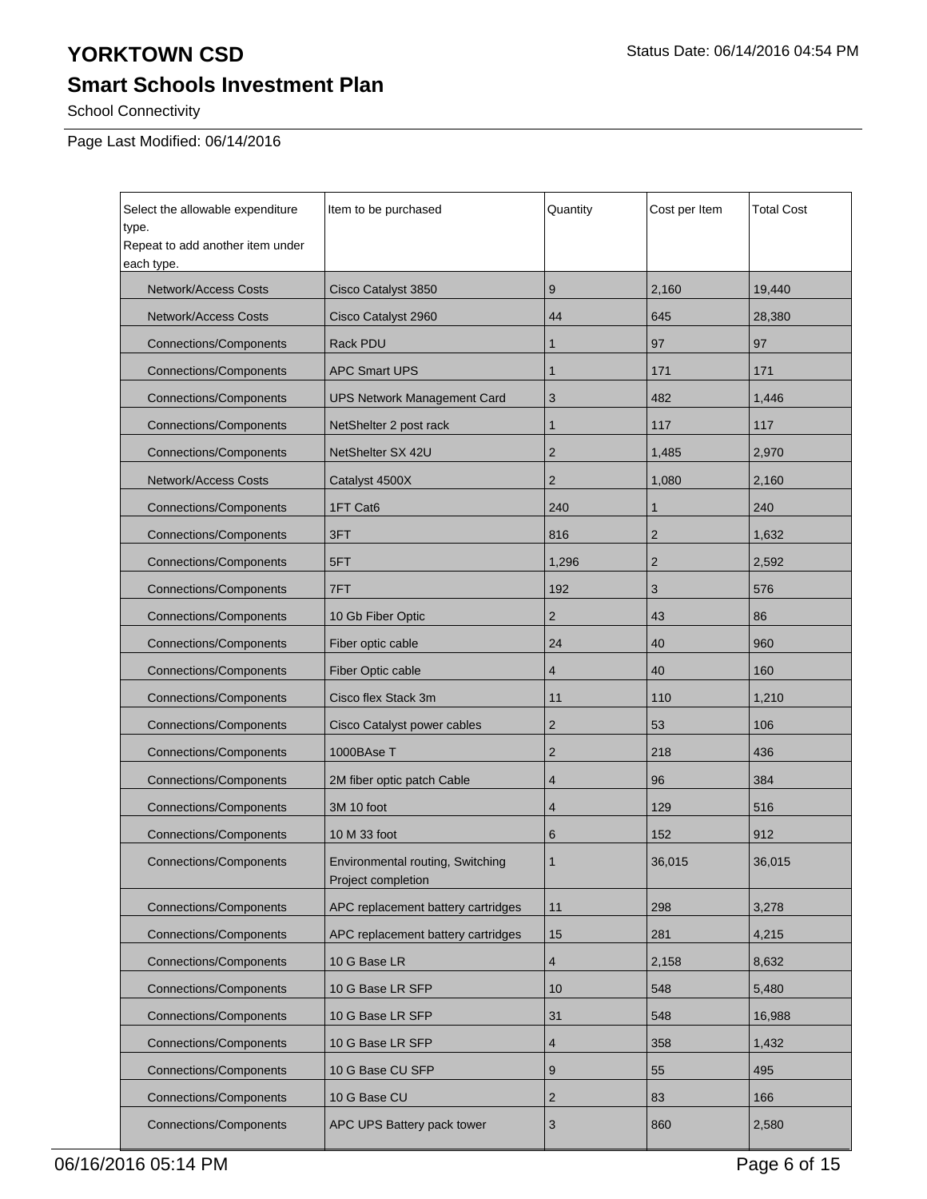# YORKTOWN CSD

## Smart Schools Investment Plan

School Connectivity

Status Date: 06/14/2016 04:54 PM

Page Last Modified: 06/14/2016

| Select the allowable expenditure type.<br>Repeat to add another item under each type. | Item to be purchased | Quantity | Cost per Item | Total Cost |
|---|---|---|---|---|
| Network/Access Costs | Cisco Catalyst 3850 | 9 | 2,160 | 19,440 |
| Network/Access Costs | Cisco Catalyst 2960 | 44 | 645 | 28,380 |
| Connections/Components | Rack PDU | 1 | 97 | 97 |
| Connections/Components | APC Smart UPS | 1 | 171 | 171 |
| Connections/Components | UPS Network Management Card | 3 | 482 | 1,446 |
| Connections/Components | NetShelter 2 post rack | 1 | 117 | 117 |
| Connections/Components | NetShelter SX 42U | 2 | 1,485 | 2,970 |
| Network/Access Costs | Catalyst 4500X | 2 | 1,080 | 2,160 |
| Connections/Components | 1FT Cat6 | 240 | 1 | 240 |
| Connections/Components | 3FT | 816 | 2 | 1,632 |
| Connections/Components | 5FT | 1,296 | 2 | 2,592 |
| Connections/Components | 7FT | 192 | 3 | 576 |
| Connections/Components | 10 Gb Fiber Optic | 2 | 43 | 86 |
| Connections/Components | Fiber optic cable | 24 | 40 | 960 |
| Connections/Components | Fiber Optic cable | 4 | 40 | 160 |
| Connections/Components | Cisco flex Stack 3m | 11 | 110 | 1,210 |
| Connections/Components | Cisco Catalyst power cables | 2 | 53 | 106 |
| Connections/Components | 1000BAse T | 2 | 218 | 436 |
| Connections/Components | 2M fiber optic patch Cable | 4 | 96 | 384 |
| Connections/Components | 3M 10 foot | 4 | 129 | 516 |
| Connections/Components | 10 M 33 foot | 6 | 152 | 912 |
| Connections/Components | Environmental routing, Switching Project completion | 1 | 36,015 | 36,015 |
| Connections/Components | APC replacement battery cartridges | 11 | 298 | 3,278 |
| Connections/Components | APC replacement battery cartridges | 15 | 281 | 4,215 |
| Connections/Components | 10 G Base LR | 4 | 2,158 | 8,632 |
| Connections/Components | 10 G Base LR SFP | 10 | 548 | 5,480 |
| Connections/Components | 10 G Base LR SFP | 31 | 548 | 16,988 |
| Connections/Components | 10 G Base LR SFP | 4 | 358 | 1,432 |
| Connections/Components | 10 G Base CU SFP | 9 | 55 | 495 |
| Connections/Components | 10 G Base CU | 2 | 83 | 166 |
| Connections/Components | APC UPS Battery pack tower | 3 | 860 | 2,580 |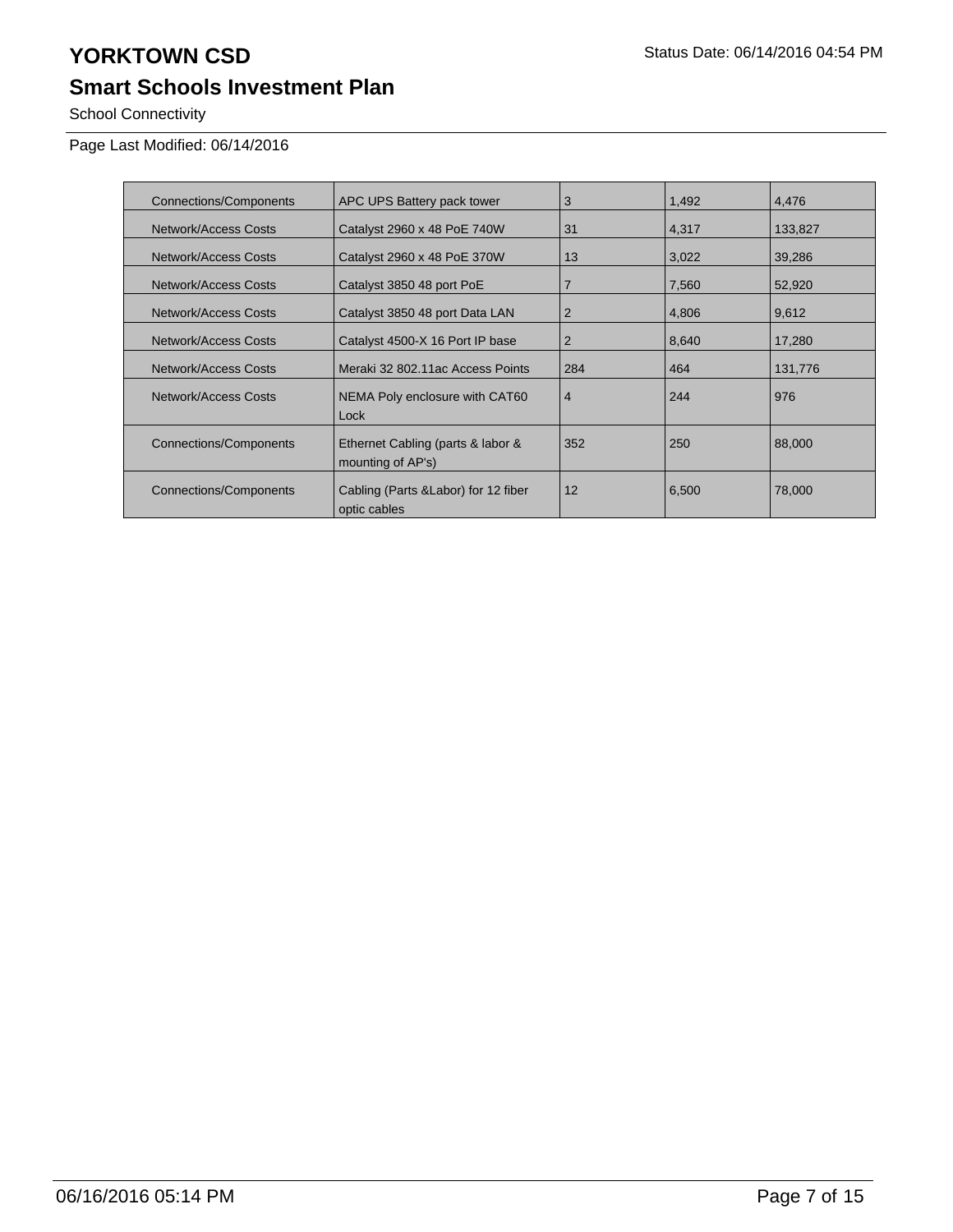# YORKTOWN CSD

## Smart Schools Investment Plan

School Connectivity

Page Last Modified: 06/14/2016

| | | | | |
|---|---|---|---|---|
| Connections/Components | APC UPS Battery pack tower | 3 | 1,492 | 4,476 |
| Network/Access Costs | Catalyst 2960 x 48 PoE 740W | 31 | 4,317 | 133,827 |
| Network/Access Costs | Catalyst 2960 x 48 PoE 370W | 13 | 3,022 | 39,286 |
| Network/Access Costs | Catalyst 3850 48 port PoE | 7 | 7,560 | 52,920 |
| Network/Access Costs | Catalyst 3850 48 port Data LAN | 2 | 4,806 | 9,612 |
| Network/Access Costs | Catalyst 4500-X 16 Port IP base | 2 | 8,640 | 17,280 |
| Network/Access Costs | Meraki 32 802.11ac Access Points | 284 | 464 | 131,776 |
| Network/Access Costs | NEMA Poly enclosure with CAT60 Lock | 4 | 244 | 976 |
| Connections/Components | Ethernet Cabling (parts & labor & mounting of AP's) | 352 | 250 | 88,000 |
| Connections/Components | Cabling (Parts &Labor) for 12 fiber optic cables | 12 | 6,500 | 78,000 |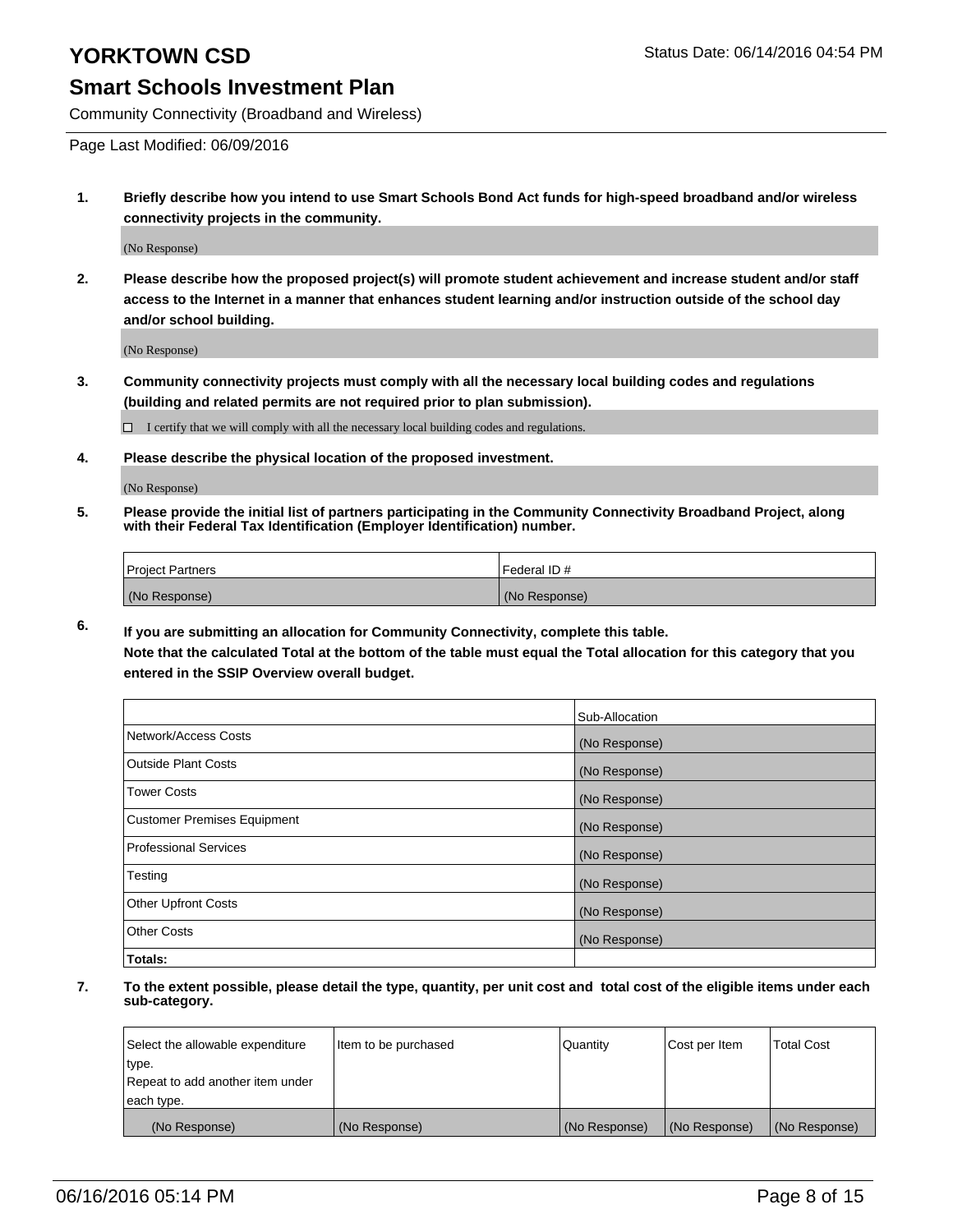# YORKTOWN CSD

Status Date: 06/14/2016 04:54 PM

## Smart Schools Investment Plan

Community Connectivity (Broadband and Wireless)

Page Last Modified: 06/09/2016

**1. Briefly describe how you intend to use Smart Schools Bond Act funds for high-speed broadband and/or wireless connectivity projects in the community.**

(No Response)

**2. Please describe how the proposed project(s) will promote student achievement and increase student and/or staff access to the Internet in a manner that enhances student learning and/or instruction outside of the school day and/or school building.**

(No Response)

**3. Community connectivity projects must comply with all the necessary local building codes and regulations (building and related permits are not required prior to plan submission).**

☐ I certify that we will comply with all the necessary local building codes and regulations.

**4. Please describe the physical location of the proposed investment.**

(No Response)

**5. Please provide the initial list of partners participating in the Community Connectivity Broadband Project, along with their Federal Tax Identification (Employer Identification) number.**

| Project Partners | Federal ID # |
|---|---|
| (No Response) | (No Response) |

**6. If you are submitting an allocation for Community Connectivity, complete this table. Note that the calculated Total at the bottom of the table must equal the Total allocation for this category that you entered in the SSIP Overview overall budget.**

| | Sub-Allocation |
|---|---|
| Network/Access Costs | (No Response) |
| Outside Plant Costs | (No Response) |
| Tower Costs | (No Response) |
| Customer Premises Equipment | (No Response) |
| Professional Services | (No Response) |
| Testing | (No Response) |
| Other Upfront Costs | (No Response) |
| Other Costs | (No Response) |
| **Totals:** | |

**7. To the extent possible, please detail the type, quantity, per unit cost and total cost of the eligible items under each sub-category.**

| Select the allowable expenditure type. Repeat to add another item under each type. | Item to be purchased | Quantity | Cost per Item | Total Cost |
|---|---|---|---|---|
| (No Response) | (No Response) | (No Response) | (No Response) | (No Response) |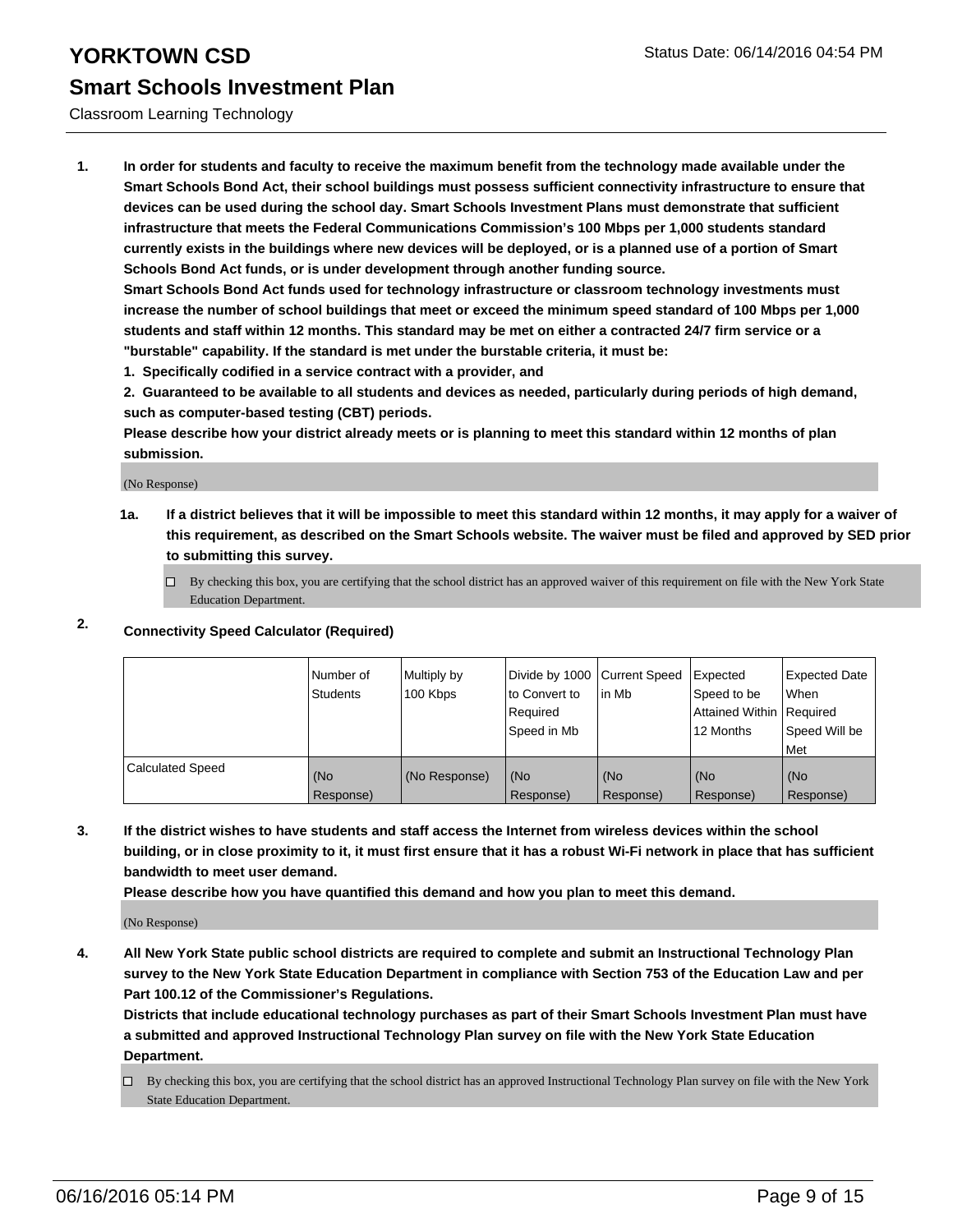# YORKTOWN CSD

Status Date: 06/14/2016 04:54 PM

## Smart Schools Investment Plan

Classroom Learning Technology

1. **In order for students and faculty to receive the maximum benefit from the technology made available under the Smart Schools Bond Act, their school buildings must possess sufficient connectivity infrastructure to ensure that devices can be used during the school day. Smart Schools Investment Plans must demonstrate that sufficient infrastructure that meets the Federal Communications Commission's 100 Mbps per 1,000 students standard currently exists in the buildings where new devices will be deployed, or is a planned use of a portion of Smart Schools Bond Act funds, or is under development through another funding source.**
   **Smart Schools Bond Act funds used for technology infrastructure or classroom technology investments must increase the number of school buildings that meet or exceed the minimum speed standard of 100 Mbps per 1,000 students and staff within 12 months. This standard may be met on either a contracted 24/7 firm service or a "burstable" capability. If the standard is met under the burstable criteria, it must be:**
   **1. Specifically codified in a service contract with a provider, and**
   **2. Guaranteed to be available to all students and devices as needed, particularly during periods of high demand, such as computer-based testing (CBT) periods.**
   **Please describe how your district already meets or is planning to meet this standard within 12 months of plan submission.**

   (No Response)

   **1a. If a district believes that it will be impossible to meet this standard within 12 months, it may apply for a waiver of this requirement, as described on the Smart Schools website. The waiver must be filed and approved by SED prior to submitting this survey.**

   ☐ By checking this box, you are certifying that the school district has an approved waiver of this requirement on file with the New York State Education Department.

2. **Connectivity Speed Calculator (Required)**

| | Number of Students | Multiply by 100 Kbps | Divide by 1000 to Convert to Required Speed in Mb | Current Speed in Mb | Expected Speed to be Attained Within 12 Months | Expected Date When Required Speed Will be Met |
|---|---|---|---|---|---|---|
| Calculated Speed | (No Response) | (No Response) | (No Response) | (No Response) | (No Response) | (No Response) |

3. **If the district wishes to have students and staff access the Internet from wireless devices within the school building, or in close proximity to it, it must first ensure that it has a robust Wi-Fi network in place that has sufficient bandwidth to meet user demand.**
   **Please describe how you have quantified this demand and how you plan to meet this demand.**

   (No Response)

4. **All New York State public school districts are required to complete and submit an Instructional Technology Plan survey to the New York State Education Department in compliance with Section 753 of the Education Law and per Part 100.12 of the Commissioner's Regulations.**
   **Districts that include educational technology purchases as part of their Smart Schools Investment Plan must have a submitted and approved Instructional Technology Plan survey on file with the New York State Education Department.**

   ☐ By checking this box, you are certifying that the school district has an approved Instructional Technology Plan survey on file with the New York State Education Department.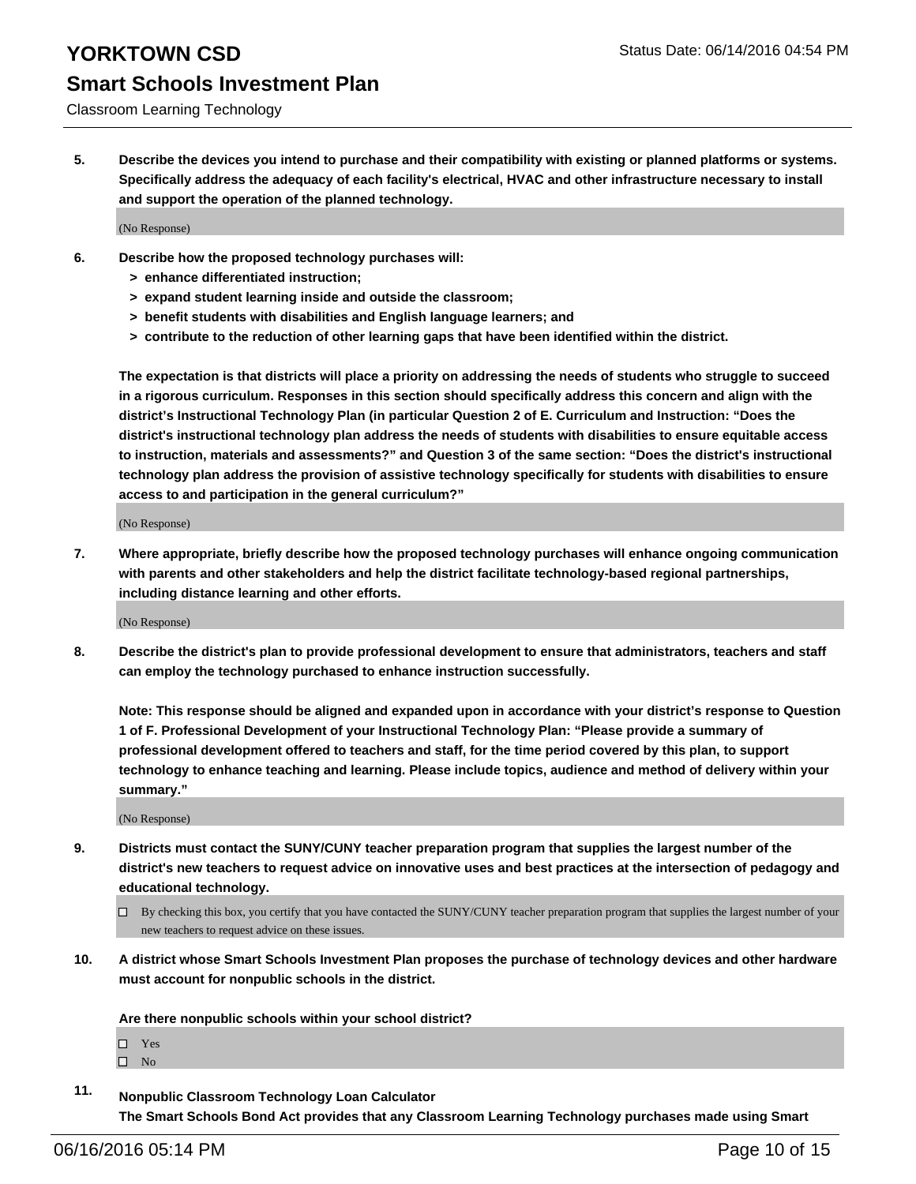**5. Describe the devices you intend to purchase and their compatibility with existing or planned platforms or systems. Specifically address the adequacy of each facility's electrical, HVAC and other infrastructure necessary to install and support the operation of the planned technology.**

(No Response)

**6. Describe how the proposed technology purchases will:**

- **> enhance differentiated instruction;**
- **> expand student learning inside and outside the classroom;**
- **> benefit students with disabilities and English language learners; and**
- **> contribute to the reduction of other learning gaps that have been identified within the district.**

**The expectation is that districts will place a priority on addressing the needs of students who struggle to succeed in a rigorous curriculum. Responses in this section should specifically address this concern and align with the district's Instructional Technology Plan (in particular Question 2 of E. Curriculum and Instruction: "Does the district's instructional technology plan address the needs of students with disabilities to ensure equitable access to instruction, materials and assessments?" and Question 3 of the same section: "Does the district's instructional technology plan address the provision of assistive technology specifically for students with disabilities to ensure access to and participation in the general curriculum?"**

(No Response)

**7. Where appropriate, briefly describe how the proposed technology purchases will enhance ongoing communication with parents and other stakeholders and help the district facilitate technology-based regional partnerships, including distance learning and other efforts.**

(No Response)

**8. Describe the district's plan to provide professional development to ensure that administrators, teachers and staff can employ the technology purchased to enhance instruction successfully.**

**Note: This response should be aligned and expanded upon in accordance with your district's response to Question 1 of F. Professional Development of your Instructional Technology Plan: "Please provide a summary of professional development offered to teachers and staff, for the time period covered by this plan, to support technology to enhance teaching and learning. Please include topics, audience and method of delivery within your summary."**

(No Response)

**9. Districts must contact the SUNY/CUNY teacher preparation program that supplies the largest number of the district's new teachers to request advice on innovative uses and best practices at the intersection of pedagogy and educational technology.**

☐ By checking this box, you certify that you have contacted the SUNY/CUNY teacher preparation program that supplies the largest number of your new teachers to request advice on these issues.

**10. A district whose Smart Schools Investment Plan proposes the purchase of technology devices and other hardware must account for nonpublic schools in the district.**

**Are there nonpublic schools within your school district?**

☐ Yes
☐ No

**11. Nonpublic Classroom Technology Loan Calculator**
**The Smart Schools Bond Act provides that any Classroom Learning Technology purchases made using Smart**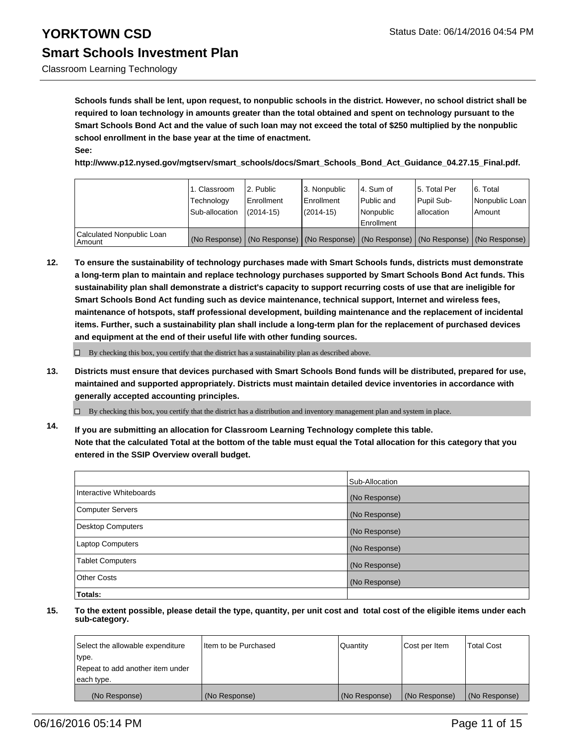**Schools funds shall be lent, upon request, to nonpublic schools in the district. However, no school district shall be required to loan technology in amounts greater than the total obtained and spent on technology pursuant to the Smart Schools Bond Act and the value of such loan may not exceed the total of $250 multiplied by the nonpublic school enrollment in the base year at the time of enactment.**
**See:**
**http://www.p12.nysed.gov/mgtserv/smart_schools/docs/Smart_Schools_Bond_Act_Guidance_04.27.15_Final.pdf.**

| | 1. Classroom Technology Sub-allocation | 2. Public Enrollment (2014-15) | 3. Nonpublic Enrollment (2014-15) | 4. Sum of Public and Nonpublic Enrollment | 5. Total Per Pupil Sub-allocation | 6. Total Nonpublic Loan Amount |
|---|---|---|---|---|---|---|
| Calculated Nonpublic Loan Amount | (No Response) | (No Response) | (No Response) | (No Response) | (No Response) | (No Response) |

**12. To ensure the sustainability of technology purchases made with Smart Schools funds, districts must demonstrate a long-term plan to maintain and replace technology purchases supported by Smart Schools Bond Act funds. This sustainability plan shall demonstrate a district's capacity to support recurring costs of use that are ineligible for Smart Schools Bond Act funding such as device maintenance, technical support, Internet and wireless fees, maintenance of hotspots, staff professional development, building maintenance and the replacement of incidental items. Further, such a sustainability plan shall include a long-term plan for the replacement of purchased devices and equipment at the end of their useful life with other funding sources.**

☐ By checking this box, you certify that the district has a sustainability plan as described above.

**13. Districts must ensure that devices purchased with Smart Schools Bond funds will be distributed, prepared for use, maintained and supported appropriately. Districts must maintain detailed device inventories in accordance with generally accepted accounting principles.**

☐ By checking this box, you certify that the district has a distribution and inventory management plan and system in place.

**14. If you are submitting an allocation for Classroom Learning Technology complete this table. Note that the calculated Total at the bottom of the table must equal the Total allocation for this category that you entered in the SSIP Overview overall budget.**

| | Sub-Allocation |
|---|---|
| Interactive Whiteboards | (No Response) |
| Computer Servers | (No Response) |
| Desktop Computers | (No Response) |
| Laptop Computers | (No Response) |
| Tablet Computers | (No Response) |
| Other Costs | (No Response) |
| **Totals:** | |

**15. To the extent possible, please detail the type, quantity, per unit cost and total cost of the eligible items under each sub-category.**

| Select the allowable expenditure type. Repeat to add another item under each type. | Item to be Purchased | Quantity | Cost per Item | Total Cost |
|---|---|---|---|---|
| (No Response) | (No Response) | (No Response) | (No Response) | (No Response) |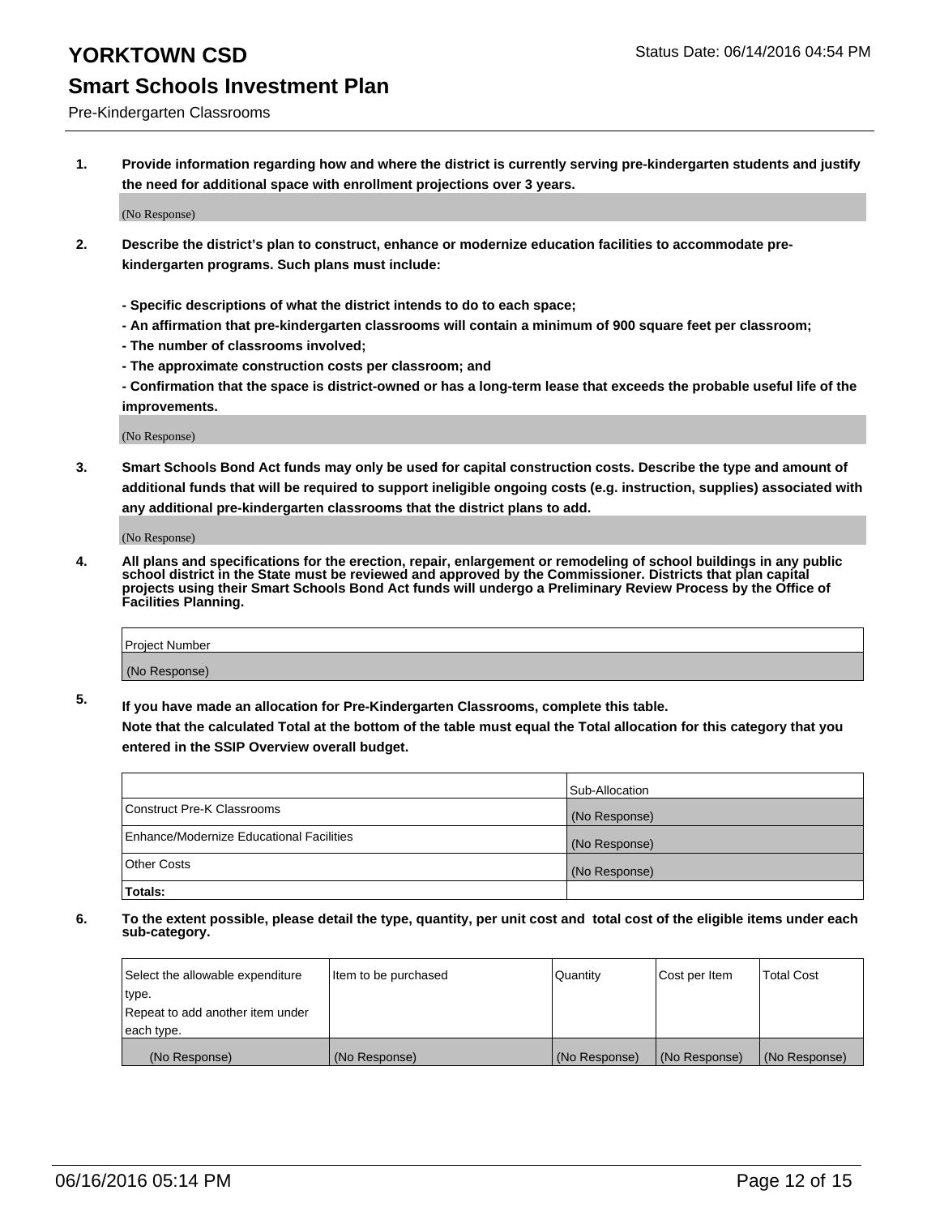# YORKTOWN CSD

Status Date: 06/14/2016 04:54 PM

## Smart Schools Investment Plan

Pre-Kindergarten Classrooms

**1. Provide information regarding how and where the district is currently serving pre-kindergarten students and justify the need for additional space with enrollment projections over 3 years.**

(No Response)

**2. Describe the district's plan to construct, enhance or modernize education facilities to accommodate pre-kindergarten programs. Such plans must include:**

**- Specific descriptions of what the district intends to do to each space;**
**- An affirmation that pre-kindergarten classrooms will contain a minimum of 900 square feet per classroom;**
**- The number of classrooms involved;**
**- The approximate construction costs per classroom; and**
**- Confirmation that the space is district-owned or has a long-term lease that exceeds the probable useful life of the improvements.**

(No Response)

**3. Smart Schools Bond Act funds may only be used for capital construction costs. Describe the type and amount of additional funds that will be required to support ineligible ongoing costs (e.g. instruction, supplies) associated with any additional pre-kindergarten classrooms that the district plans to add.**

(No Response)

**4. All plans and specifications for the erection, repair, enlargement or remodeling of school buildings in any public school district in the State must be reviewed and approved by the Commissioner. Districts that plan capital projects using their Smart Schools Bond Act funds will undergo a Preliminary Review Process by the Office of Facilities Planning.**

| Project Number |
|---|
| (No Response) |

**5. If you have made an allocation for Pre-Kindergarten Classrooms, complete this table.**
**Note that the calculated Total at the bottom of the table must equal the Total allocation for this category that you entered in the SSIP Overview overall budget.**

| | Sub-Allocation |
|---|---|
| Construct Pre-K Classrooms | (No Response) |
| Enhance/Modernize Educational Facilities | (No Response) |
| Other Costs | (No Response) |
| **Totals:** | |

**6. To the extent possible, please detail the type, quantity, per unit cost and total cost of the eligible items under each sub-category.**

| Select the allowable expenditure type.<br>Repeat to add another item under each type. | Item to be purchased | Quantity | Cost per Item | Total Cost |
|---|---|---|---|---|
| (No Response) | (No Response) | (No Response) | (No Response) | (No Response) |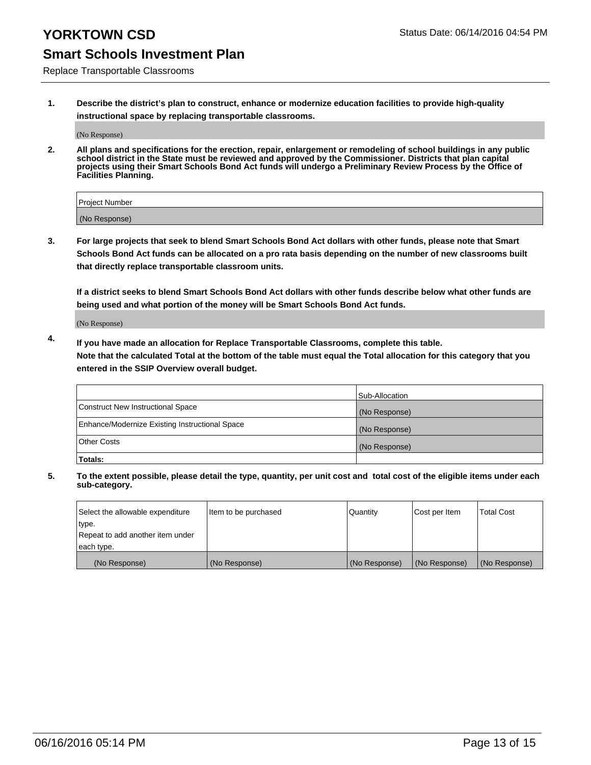# YORKTOWN CSD

## Smart Schools Investment Plan

Replace Transportable Classrooms

Status Date: 06/14/2016 04:54 PM

**1. Describe the district's plan to construct, enhance or modernize education facilities to provide high-quality instructional space by replacing transportable classrooms.**

(No Response)

**2. All plans and specifications for the erection, repair, enlargement or remodeling of school buildings in any public school district in the State must be reviewed and approved by the Commissioner. Districts that plan capital projects using their Smart Schools Bond Act funds will undergo a Preliminary Review Process by the Office of Facilities Planning.**

| Project Number |
|---|
| (No Response) |

**3. For large projects that seek to blend Smart Schools Bond Act dollars with other funds, please note that Smart Schools Bond Act funds can be allocated on a pro rata basis depending on the number of new classrooms built that directly replace transportable classroom units.**

**If a district seeks to blend Smart Schools Bond Act dollars with other funds describe below what other funds are being used and what portion of the money will be Smart Schools Bond Act funds.**

(No Response)

**4. If you have made an allocation for Replace Transportable Classrooms, complete this table.**
**Note that the calculated Total at the bottom of the table must equal the Total allocation for this category that you entered in the SSIP Overview overall budget.**

| | Sub-Allocation |
|---|---|
| Construct New Instructional Space | (No Response) |
| Enhance/Modernize Existing Instructional Space | (No Response) |
| Other Costs | (No Response) |
| **Totals:** | |

**5. To the extent possible, please detail the type, quantity, per unit cost and total cost of the eligible items under each sub-category.**

| Select the allowable expenditure type. Repeat to add another item under each type. | Item to be purchased | Quantity | Cost per Item | Total Cost |
|---|---|---|---|---|
| (No Response) | (No Response) | (No Response) | (No Response) | (No Response) |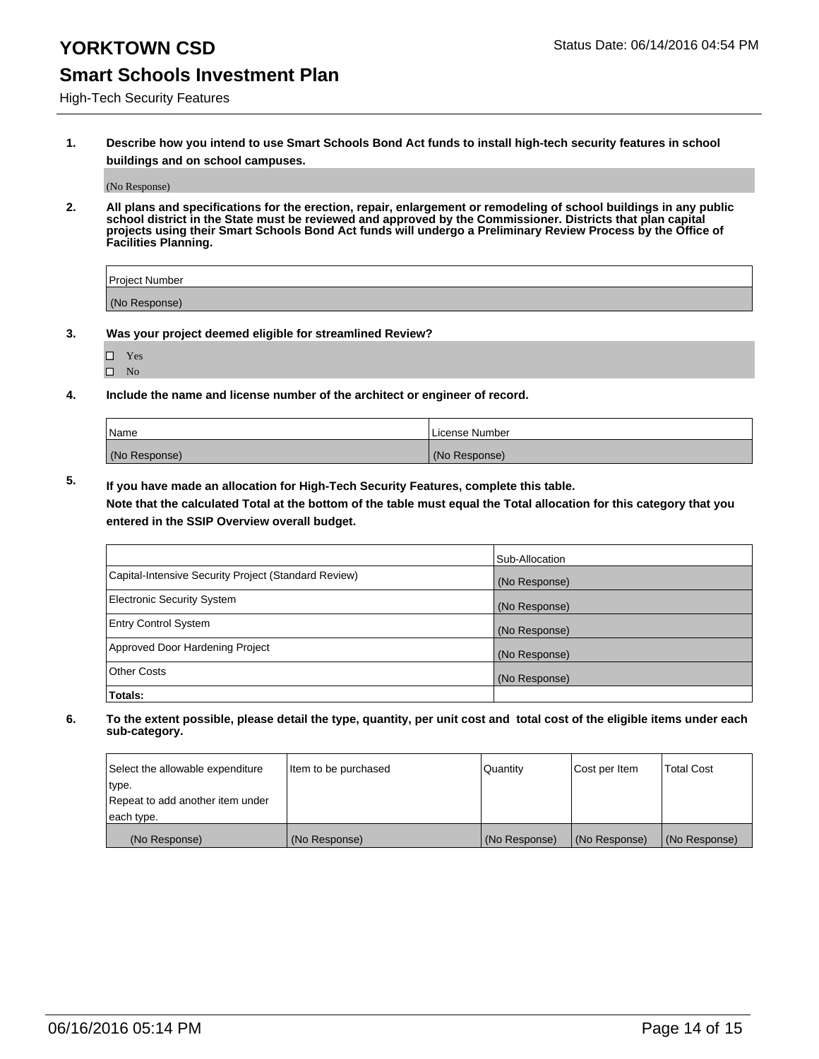# YORKTOWN CSD

Status Date: 06/14/2016 04:54 PM

## Smart Schools Investment Plan

High-Tech Security Features

**1. Describe how you intend to use Smart Schools Bond Act funds to install high-tech security features in school buildings and on school campuses.**

(No Response)

**2. All plans and specifications for the erection, repair, enlargement or remodeling of school buildings in any public school district in the State must be reviewed and approved by the Commissioner. Districts that plan capital projects using their Smart Schools Bond Act funds will undergo a Preliminary Review Process by the Office of Facilities Planning.**

| Project Number |
| --- |
| (No Response) |

**3. Was your project deemed eligible for streamlined Review?**

☐ Yes
☐ No

**4. Include the name and license number of the architect or engineer of record.**

| Name | License Number |
| --- | --- |
| (No Response) | (No Response) |

**5. If you have made an allocation for High-Tech Security Features, complete this table.**
**Note that the calculated Total at the bottom of the table must equal the Total allocation for this category that you entered in the SSIP Overview overall budget.**

| | Sub-Allocation |
| --- | --- |
| Capital-Intensive Security Project (Standard Review) | (No Response) |
| Electronic Security System | (No Response) |
| Entry Control System | (No Response) |
| Approved Door Hardening Project | (No Response) |
| Other Costs | (No Response) |
| **Totals:** | |

**6. To the extent possible, please detail the type, quantity, per unit cost and total cost of the eligible items under each sub-category.**

| Select the allowable expenditure type. Repeat to add another item under each type. | Item to be purchased | Quantity | Cost per Item | Total Cost |
| --- | --- | --- | --- | --- |
| (No Response) | (No Response) | (No Response) | (No Response) | (No Response) |